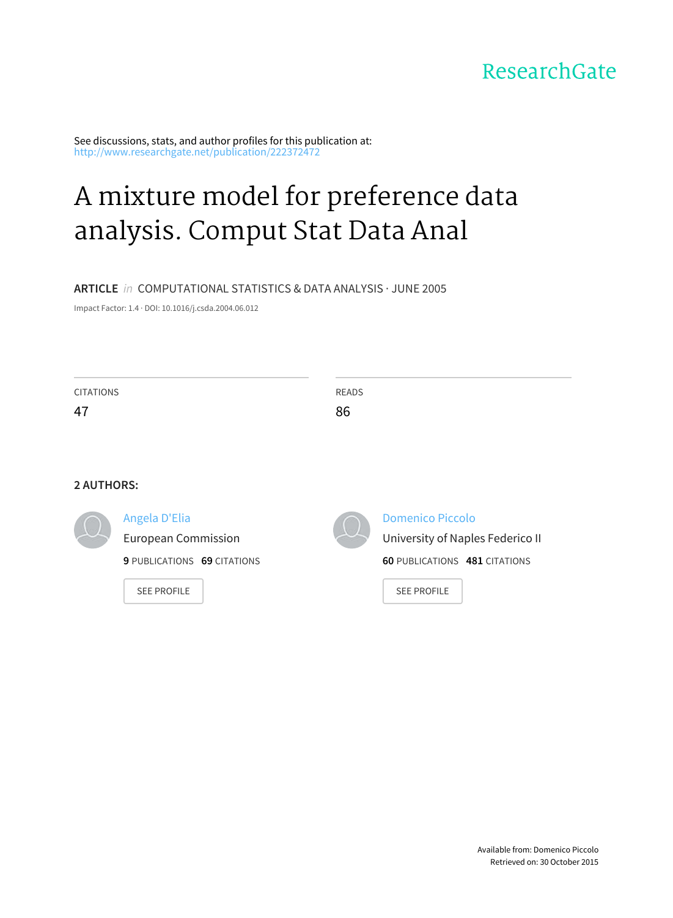ResearchGate

See discussions, stats, and author profiles for this publication at: http://www.researchgate.net/publication/222372472

# A mixture model for preference data analysis. Comput Stat Data Anal

**ARTICLE** *in* COMPUTATIONAL STATISTICS & DATA ANALYSIS · JUNE 2005

Impact Factor: 1.4 · DOI: 10.1016/j.csda.2004.06.012

| CITATIONS | READS |
|---|---|
| 47 | 86 |

**2 AUTHORS:**

Angela D'Elia
European Commission
**9** PUBLICATIONS **69** CITATIONS

SEE PROFILE

Domenico Piccolo
University of Naples Federico II
**60** PUBLICATIONS **481** CITATIONS

SEE PROFILE

Available from: Domenico Piccolo
Retrieved on: 30 October 2015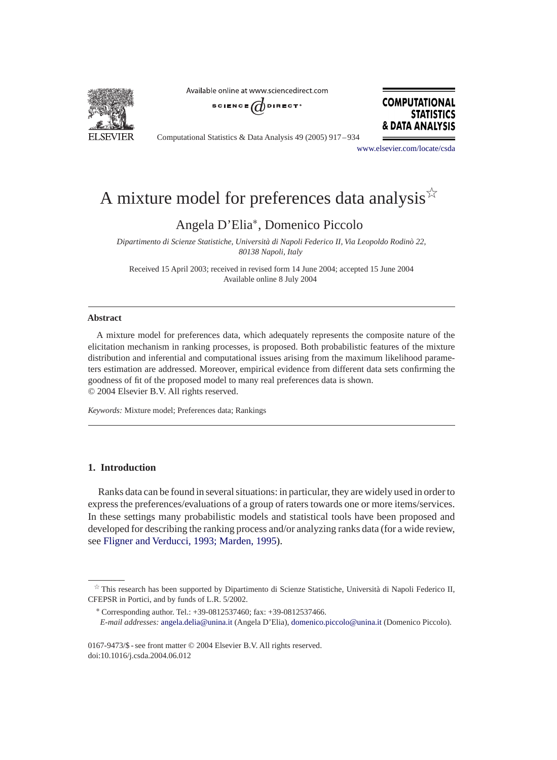# A mixture model for preferences data analysis☆

Angela D'Elia*, Domenico Piccolo

*Dipartimento di Scienze Statistiche, Università di Napoli Federico II, Via Leopoldo Rodinò 22, 80138 Napoli, Italy*

Received 15 April 2003; received in revised form 14 June 2004; accepted 15 June 2004
Available online 8 July 2004

---

## Abstract

A mixture model for preferences data, which adequately represents the composite nature of the elicitation mechanism in ranking processes, is proposed. Both probabilistic features of the mixture distribution and inferential and computational issues arising from the maximum likelihood parameters estimation are addressed. Moreover, empirical evidence from different data sets confirming the goodness of fit of the proposed model to many real preferences data is shown.
© 2004 Elsevier B.V. All rights reserved.

*Keywords:* Mixture model; Preferences data; Rankings

---

## 1. Introduction

Ranks data can be found in several situations: in particular, they are widely used in order to express the preferences/evaluations of a group of raters towards one or more items/services. In these settings many probabilistic models and statistical tools have been proposed and developed for describing the ranking process and/or analyzing ranks data (for a wide review, see Fligner and Verducci, 1993; Marden, 1995).

---

☆ This research has been supported by Dipartimento di Scienze Statistiche, Università di Napoli Federico II, CFEPSR in Portici, and by funds of L.R. 5/2002.

* Corresponding author. Tel.: +39-0812537460; fax: +39-0812537466.
*E-mail addresses:* angela.delia@unina.it (Angela D'Elia), domenico.piccolo@unina.it (Domenico Piccolo).

0167-9473/$ - see front matter © 2004 Elsevier B.V. All rights reserved.
doi:10.1016/j.csda.2004.06.012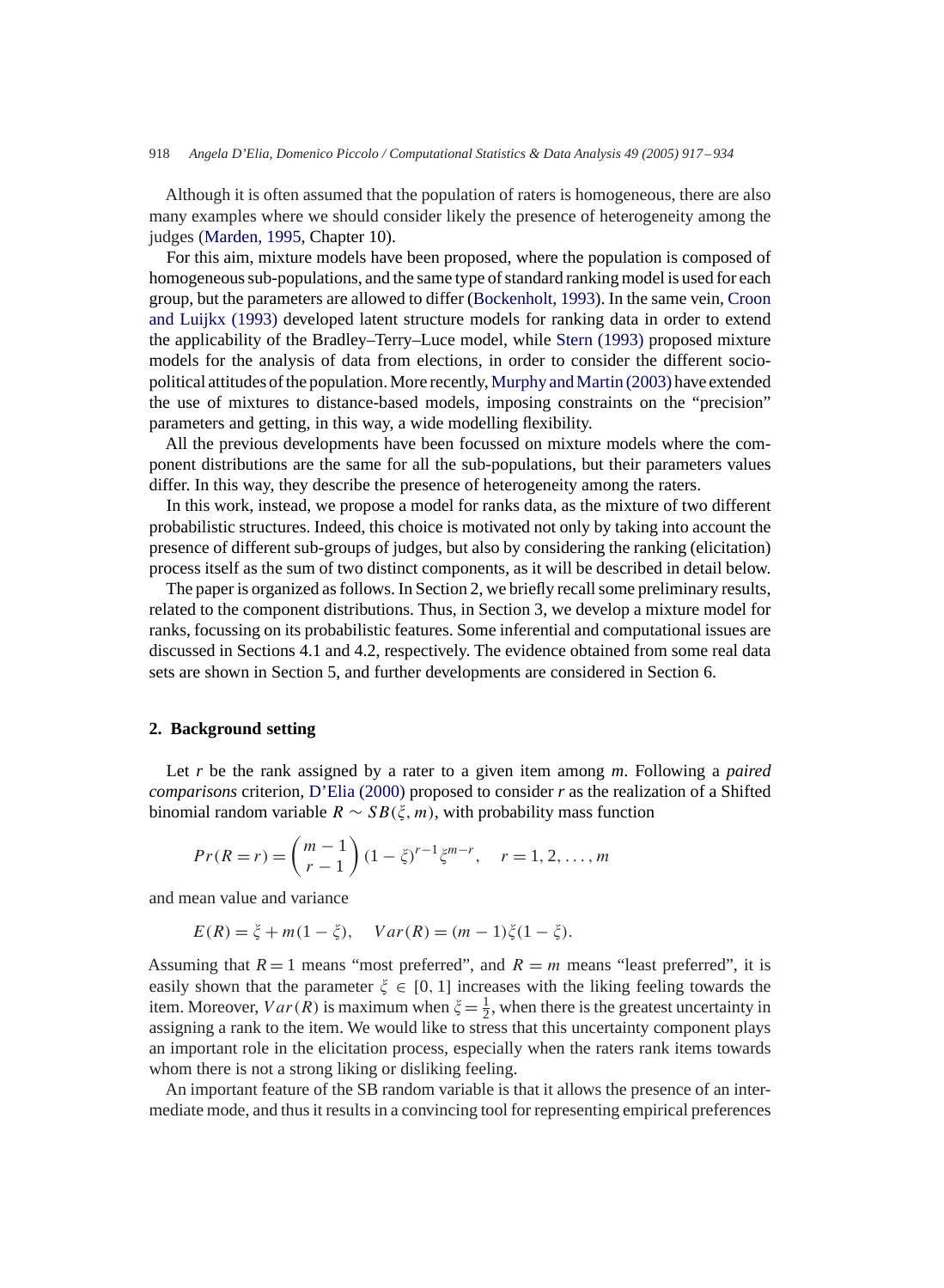Although it is often assumed that the population of raters is homogeneous, there are also many examples where we should consider likely the presence of heterogeneity among the judges (Marden, 1995, Chapter 10).

For this aim, mixture models have been proposed, where the population is composed of homogeneous sub-populations, and the same type of standard ranking model is used for each group, but the parameters are allowed to differ (Bockenholt, 1993). In the same vein, Croon and Luijkx (1993) developed latent structure models for ranking data in order to extend the applicability of the Bradley–Terry–Luce model, while Stern (1993) proposed mixture models for the analysis of data from elections, in order to consider the different socio-political attitudes of the population. More recently, Murphy and Martin (2003) have extended the use of mixtures to distance-based models, imposing constraints on the "precision" parameters and getting, in this way, a wide modelling flexibility.

All the previous developments have been focussed on mixture models where the component distributions are the same for all the sub-populations, but their parameters values differ. In this way, they describe the presence of heterogeneity among the raters.

In this work, instead, we propose a model for ranks data, as the mixture of two different probabilistic structures. Indeed, this choice is motivated not only by taking into account the presence of different sub-groups of judges, but also by considering the ranking (elicitation) process itself as the sum of two distinct components, as it will be described in detail below.

The paper is organized as follows. In Section 2, we briefly recall some preliminary results, related to the component distributions. Thus, in Section 3, we develop a mixture model for ranks, focussing on its probabilistic features. Some inferential and computational issues are discussed in Sections 4.1 and 4.2, respectively. The evidence obtained from some real data sets are shown in Section 5, and further developments are considered in Section 6.

## 2. Background setting

Let $r$ be the rank assigned by a rater to a given item among $m$. Following a *paired comparisons* criterion, D'Elia (2000) proposed to consider $r$ as the realization of a Shifted binomial random variable $R \sim SB(\xi, m)$, with probability mass function

$$Pr(R = r) = \binom{m-1}{r-1} (1-\xi)^{r-1} \xi^{m-r}, \quad r = 1, 2, \ldots, m$$

and mean value and variance

$$E(R) = \xi + m(1-\xi), \quad Var(R) = (m-1)\xi(1-\xi).$$

Assuming that $R = 1$ means "most preferred", and $R = m$ means "least preferred", it is easily shown that the parameter $\xi \in [0, 1]$ increases with the liking feeling towards the item. Moreover, $Var(R)$ is maximum when $\xi = \frac{1}{2}$, when there is the greatest uncertainty in assigning a rank to the item. We would like to stress that this uncertainty component plays an important role in the elicitation process, especially when the raters rank items towards whom there is not a strong liking or disliking feeling.

An important feature of the SB random variable is that it allows the presence of an intermediate mode, and thus it results in a convincing tool for representing empirical preferences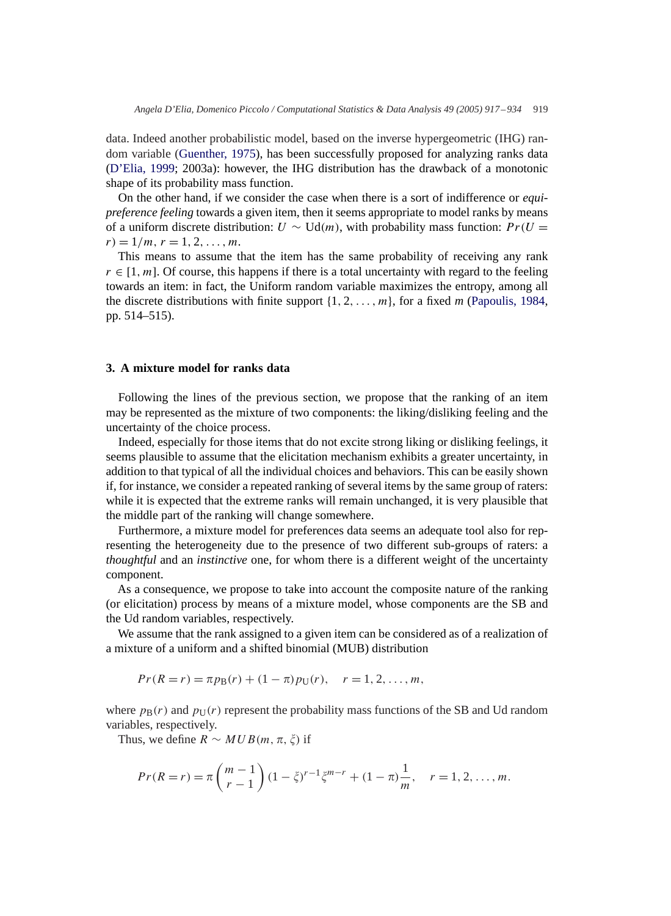data. Indeed another probabilistic model, based on the inverse hypergeometric (IHG) random variable (Guenther, 1975), has been successfully proposed for analyzing ranks data (D'Elia, 1999; 2003a): however, the IHG distribution has the drawback of a monotonic shape of its probability mass function.

On the other hand, if we consider the case when there is a sort of indifference or *equi-preference feeling* towards a given item, then it seems appropriate to model ranks by means of a uniform discrete distribution: $U \sim \text{Ud}(m)$, with probability mass function: $Pr(U = r) = 1/m$, $r = 1, 2, \ldots, m$.

This means to assume that the item has the same probability of receiving any rank $r \in [1, m]$. Of course, this happens if there is a total uncertainty with regard to the feeling towards an item: in fact, the Uniform random variable maximizes the entropy, among all the discrete distributions with finite support $\{1, 2, \ldots, m\}$, for a fixed $m$ (Papoulis, 1984, pp. 514–515).

## 3. A mixture model for ranks data

Following the lines of the previous section, we propose that the ranking of an item may be represented as the mixture of two components: the liking/disliking feeling and the uncertainty of the choice process.

Indeed, especially for those items that do not excite strong liking or disliking feelings, it seems plausible to assume that the elicitation mechanism exhibits a greater uncertainty, in addition to that typical of all the individual choices and behaviors. This can be easily shown if, for instance, we consider a repeated ranking of several items by the same group of raters: while it is expected that the extreme ranks will remain unchanged, it is very plausible that the middle part of the ranking will change somewhere.

Furthermore, a mixture model for preferences data seems an adequate tool also for representing the heterogeneity due to the presence of two different sub-groups of raters: a *thoughtful* and an *instinctive* one, for whom there is a different weight of the uncertainty component.

As a consequence, we propose to take into account the composite nature of the ranking (or elicitation) process by means of a mixture model, whose components are the SB and the Ud random variables, respectively.

We assume that the rank assigned to a given item can be considered as of a realization of a mixture of a uniform and a shifted binomial (MUB) distribution

$$Pr(R = r) = \pi p_{\text{B}}(r) + (1 - \pi) p_{\text{U}}(r), \quad r = 1, 2, \ldots, m,$$

where $p_{\text{B}}(r)$ and $p_{\text{U}}(r)$ represent the probability mass functions of the SB and Ud random variables, respectively.

Thus, we define $R \sim MUB(m, \pi, \xi)$ if

$$Pr(R = r) = \pi \binom{m-1}{r-1} (1 - \xi)^{r-1} \xi^{m-r} + (1 - \pi) \frac{1}{m}, \quad r = 1, 2, \ldots, m.$$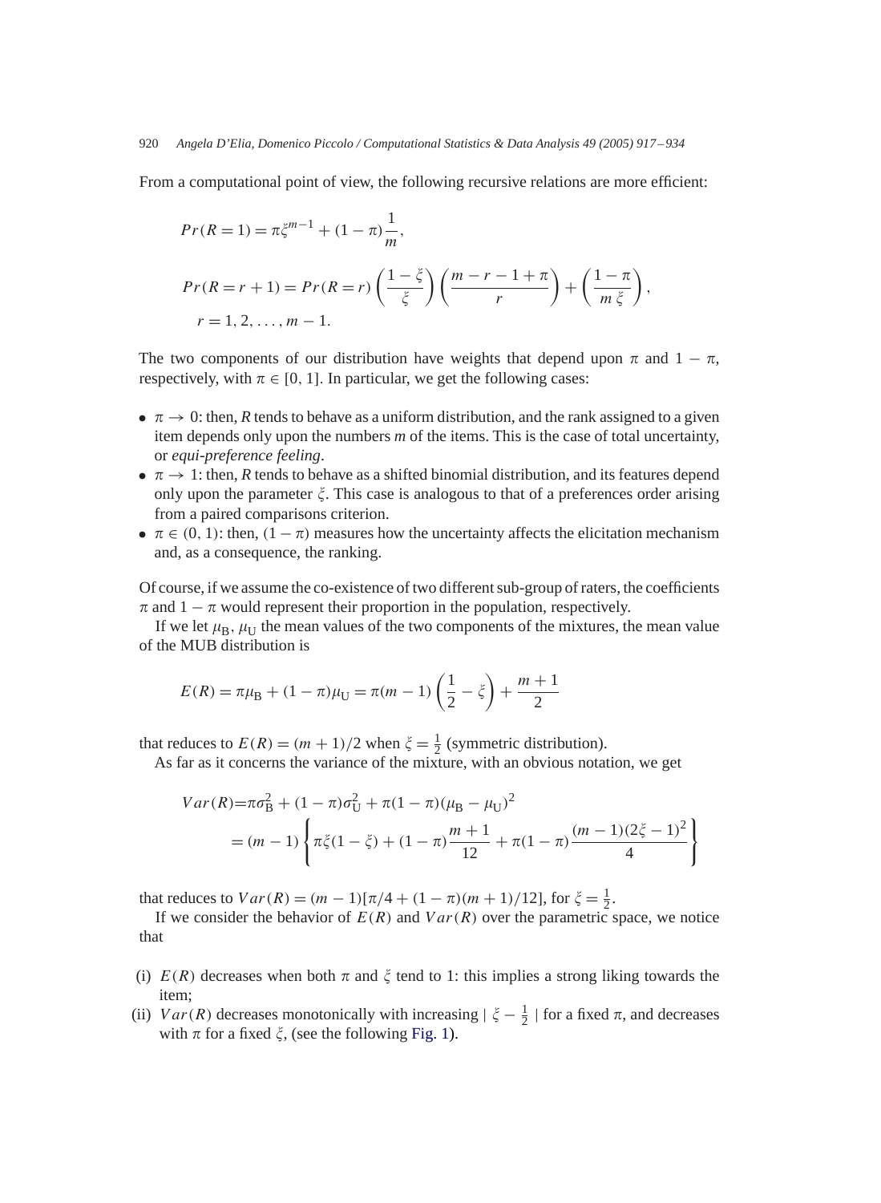From a computational point of view, the following recursive relations are more efficient:

$$
Pr(R=1) = \pi\xi^{m-1} + (1-\pi)\frac{1}{m},
$$

$$
Pr(R=r+1) = Pr(R=r)\left(\frac{1-\xi}{\xi}\right)\left(\frac{m-r-1+\pi}{r}\right) + \left(\frac{1-\pi}{m\,\xi}\right),
$$

$$
r = 1, 2, \ldots, m-1.
$$

The two components of our distribution have weights that depend upon $\pi$ and $1-\pi$, respectively, with $\pi \in [0, 1]$. In particular, we get the following cases:

- $\pi \to 0$: then, $R$ tends to behave as a uniform distribution, and the rank assigned to a given item depends only upon the numbers $m$ of the items. This is the case of total uncertainty, or *equi-preference feeling*.
- $\pi \to 1$: then, $R$ tends to behave as a shifted binomial distribution, and its features depend only upon the parameter $\xi$. This case is analogous to that of a preferences order arising from a paired comparisons criterion.
- $\pi \in (0, 1)$: then, $(1-\pi)$ measures how the uncertainty affects the elicitation mechanism and, as a consequence, the ranking.

Of course, if we assume the co-existence of two different sub-group of raters, the coefficients $\pi$ and $1-\pi$ would represent their proportion in the population, respectively.

If we let $\mu_B$, $\mu_U$ the mean values of the two components of the mixtures, the mean value of the MUB distribution is

$$
E(R) = \pi\mu_B + (1-\pi)\mu_U = \pi(m-1)\left(\frac{1}{2}-\xi\right) + \frac{m+1}{2}
$$

that reduces to $E(R) = (m+1)/2$ when $\xi = \frac{1}{2}$ (symmetric distribution).

As far as it concerns the variance of the mixture, with an obvious notation, we get

$$
\begin{aligned}
Var(R) &= \pi\sigma_B^2 + (1-\pi)\sigma_U^2 + \pi(1-\pi)(\mu_B - \mu_U)^2 \\
&= (m-1)\left\{\pi\xi(1-\xi) + (1-\pi)\frac{m+1}{12} + \pi(1-\pi)\frac{(m-1)(2\xi-1)^2}{4}\right\}
\end{aligned}
$$

that reduces to $Var(R) = (m-1)[\pi/4 + (1-\pi)(m+1)/12]$, for $\xi = \frac{1}{2}$.

If we consider the behavior of $E(R)$ and $Var(R)$ over the parametric space, we notice that

(i) $E(R)$ decreases when both $\pi$ and $\xi$ tend to 1: this implies a strong liking towards the item;

(ii) $Var(R)$ decreases monotonically with increasing $|\ \xi - \frac{1}{2}\ |$ for a fixed $\pi$, and decreases with $\pi$ for a fixed $\xi$, (see the following Fig. 1).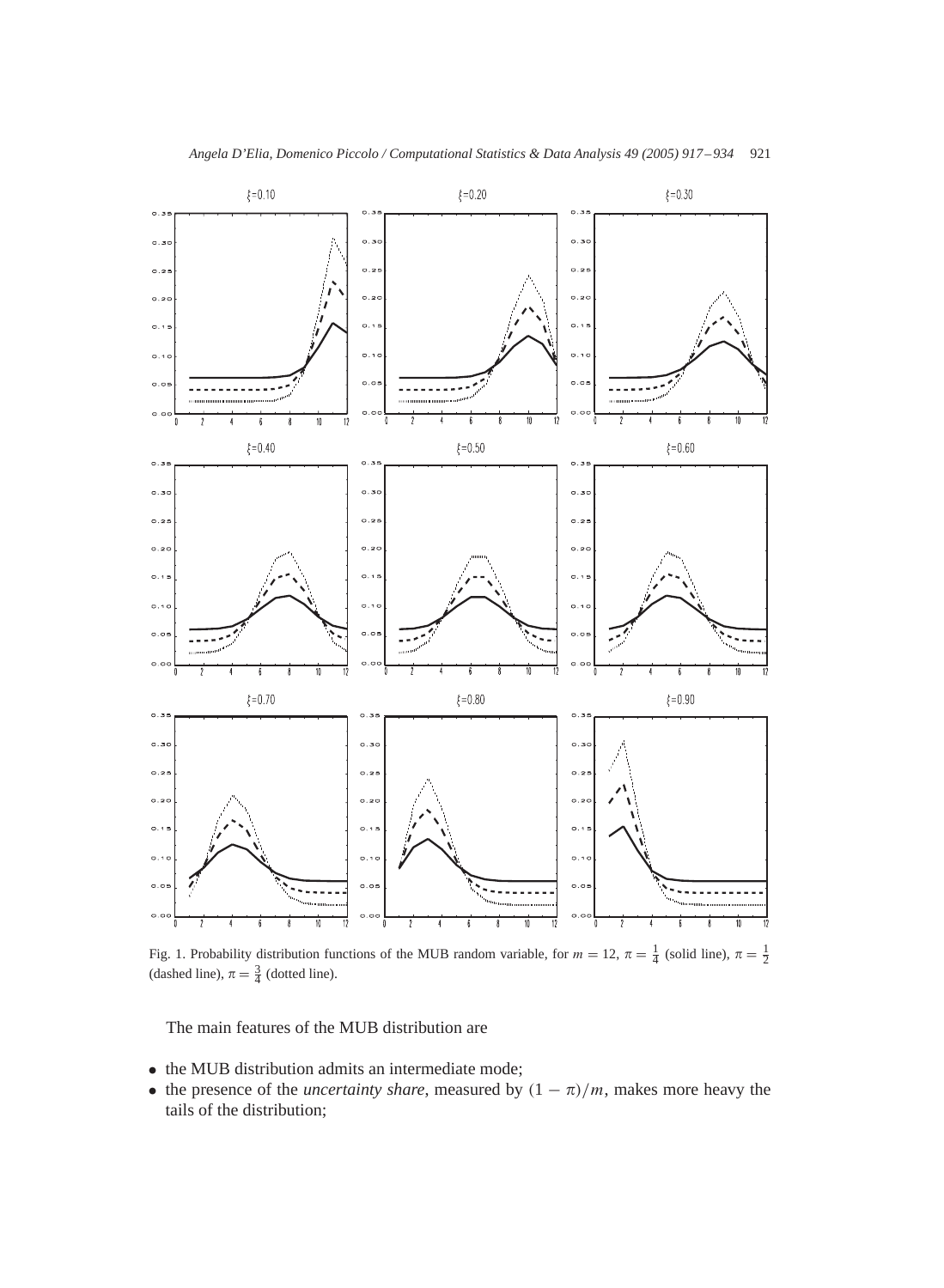Fig. 1. Probability distribution functions of the MUB random variable, for $m = 12$, $\pi = \frac{1}{4}$ (solid line), $\pi = \frac{1}{2}$ (dashed line), $\pi = \frac{3}{4}$ (dotted line).

The main features of the MUB distribution are

- the MUB distribution admits an intermediate mode;
- the presence of the *uncertainty share*, measured by $(1 - \pi)/m$, makes more heavy the tails of the distribution;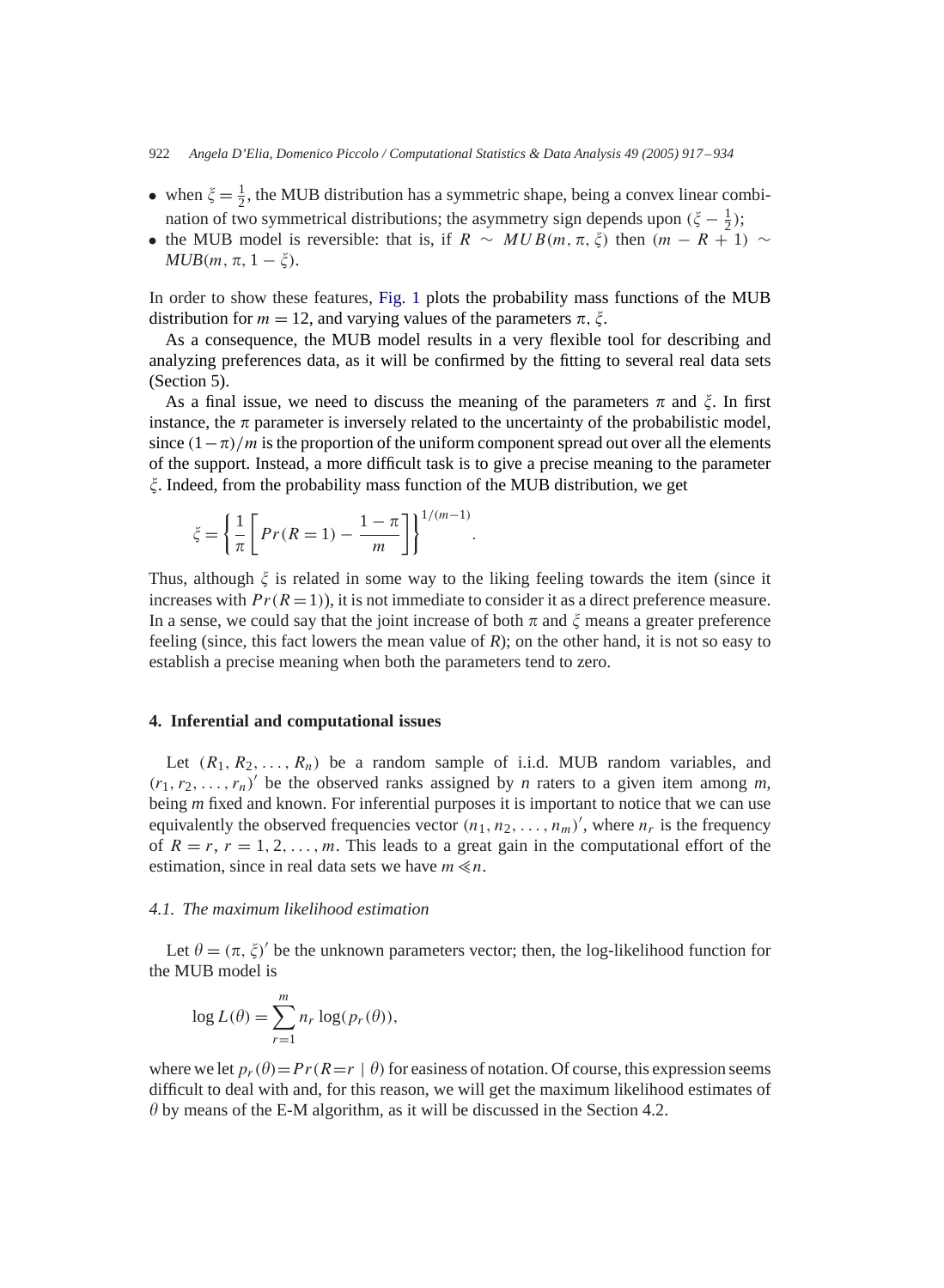- when $\xi = \frac{1}{2}$, the MUB distribution has a symmetric shape, being a convex linear combination of two symmetrical distributions; the asymmetry sign depends upon $(\xi - \frac{1}{2})$;
- the MUB model is reversible: that is, if $R \sim MUB(m, \pi, \xi)$ then $(m - R + 1) \sim MUB(m, \pi, 1 - \xi)$.

In order to show these features, Fig. 1 plots the probability mass functions of the MUB distribution for $m = 12$, and varying values of the parameters $\pi, \xi$.

As a consequence, the MUB model results in a very flexible tool for describing and analyzing preferences data, as it will be confirmed by the fitting to several real data sets (Section 5).

As a final issue, we need to discuss the meaning of the parameters $\pi$ and $\xi$. In first instance, the $\pi$ parameter is inversely related to the uncertainty of the probabilistic model, since $(1-\pi)/m$ is the proportion of the uniform component spread out over all the elements of the support. Instead, a more difficult task is to give a precise meaning to the parameter $\xi$. Indeed, from the probability mass function of the MUB distribution, we get

$$\xi = \left\{ \frac{1}{\pi} \left[ Pr(R = 1) - \frac{1 - \pi}{m} \right] \right\}^{1/(m-1)}.$$

Thus, although $\xi$ is related in some way to the liking feeling towards the item (since it increases with $Pr(R = 1)$), it is not immediate to consider it as a direct preference measure. In a sense, we could say that the joint increase of both $\pi$ and $\xi$ means a greater preference feeling (since, this fact lowers the mean value of $R$); on the other hand, it is not so easy to establish a precise meaning when both the parameters tend to zero.

## 4. Inferential and computational issues

Let $(R_1, R_2, \ldots, R_n)$ be a random sample of i.i.d. MUB random variables, and $(r_1, r_2, \ldots, r_n)'$ be the observed ranks assigned by $n$ raters to a given item among $m$, being $m$ fixed and known. For inferential purposes it is important to notice that we can use equivalently the observed frequencies vector $(n_1, n_2, \ldots, n_m)'$, where $n_r$ is the frequency of $R = r$, $r = 1, 2, \ldots, m$. This leads to a great gain in the computational effort of the estimation, since in real data sets we have $m \ll n$.

### 4.1. The maximum likelihood estimation

Let $\theta = (\pi, \xi)'$ be the unknown parameters vector; then, the log-likelihood function for the MUB model is

$$\log L(\theta) = \sum_{r=1}^{m} n_r \log(p_r(\theta)),$$

where we let $p_r(\theta) = Pr(R = r \mid \theta)$ for easiness of notation. Of course, this expression seems difficult to deal with and, for this reason, we will get the maximum likelihood estimates of $\theta$ by means of the E-M algorithm, as it will be discussed in the Section 4.2.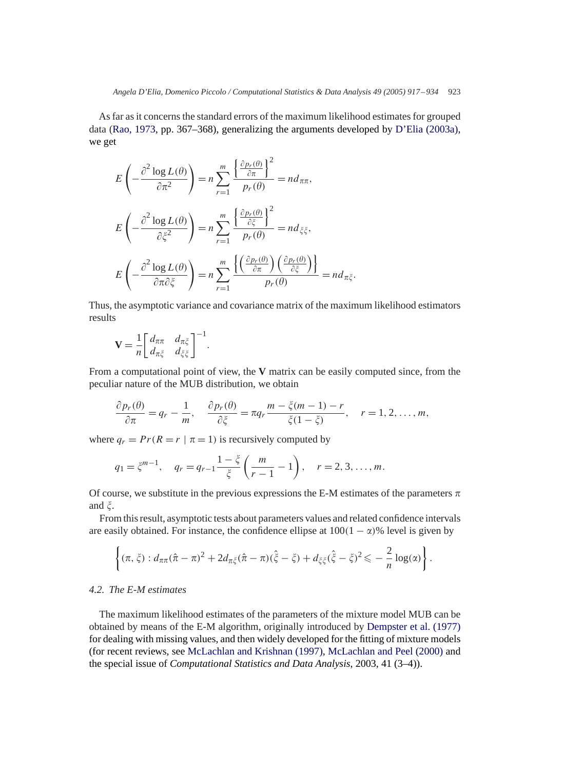As far as it concerns the standard errors of the maximum likelihood estimates for grouped data (Rao, 1973, pp. 367–368), generalizing the arguments developed by D'Elia (2003a), we get

$$E\left(-\frac{\partial^2 \log L(\theta)}{\partial \pi^2}\right) = n \sum_{r=1}^{m} \frac{\left\{\frac{\partial p_r(\theta)}{\partial \pi}\right\}^2}{p_r(\theta)} = n d_{\pi\pi},$$

$$E\left(-\frac{\partial^2 \log L(\theta)}{\partial \xi^2}\right) = n \sum_{r=1}^{m} \frac{\left\{\frac{\partial p_r(\theta)}{\partial \xi}\right\}^2}{p_r(\theta)} = n d_{\xi\xi},$$

$$E\left(-\frac{\partial^2 \log L(\theta)}{\partial \pi \partial \xi}\right) = n \sum_{r=1}^{m} \frac{\left\{\left(\frac{\partial p_r(\theta)}{\partial \pi}\right)\left(\frac{\partial p_r(\theta)}{\partial \xi}\right)\right\}}{p_r(\theta)} = n d_{\pi\xi}.$$

Thus, the asymptotic variance and covariance matrix of the maximum likelihood estimators results

$$\mathbf{V} = \frac{1}{n}\begin{bmatrix} d_{\pi\pi} & d_{\pi\xi} \\ d_{\pi\xi} & d_{\xi\xi} \end{bmatrix}^{-1}.$$

From a computational point of view, the $\mathbf{V}$ matrix can be easily computed since, from the peculiar nature of the MUB distribution, we obtain

$$\frac{\partial p_r(\theta)}{\partial \pi} = q_r - \frac{1}{m}, \quad \frac{\partial p_r(\theta)}{\partial \xi} = \pi q_r \frac{m - \xi(m-1) - r}{\xi(1-\xi)}, \quad r = 1, 2, \ldots, m,$$

where $q_r = Pr(R = r \mid \pi = 1)$ is recursively computed by

$$q_1 = \xi^{m-1}, \quad q_r = q_{r-1}\frac{1-\xi}{\xi}\left(\frac{m}{r-1} - 1\right), \quad r = 2, 3, \ldots, m.$$

Of course, we substitute in the previous expressions the E-M estimates of the parameters $\pi$ and $\xi$.

From this result, asymptotic tests about parameters values and related confidence intervals are easily obtained. For instance, the confidence ellipse at $100(1-\alpha)\%$ level is given by

$$\left\{(\pi, \xi) : d_{\pi\pi}(\hat{\pi} - \pi)^2 + 2d_{\pi\xi}(\hat{\pi} - \pi)(\hat{\xi} - \xi) + d_{\xi\xi}(\hat{\xi} - \xi)^2 \leqslant -\frac{2}{n}\log(\alpha)\right\}.$$

### 4.2. The E-M estimates

The maximum likelihood estimates of the parameters of the mixture model MUB can be obtained by means of the E-M algorithm, originally introduced by Dempster et al. (1977) for dealing with missing values, and then widely developed for the fitting of mixture models (for recent reviews, see McLachlan and Krishnan (1997), McLachlan and Peel (2000) and the special issue of *Computational Statistics and Data Analysis*, 2003, 41 (3–4)).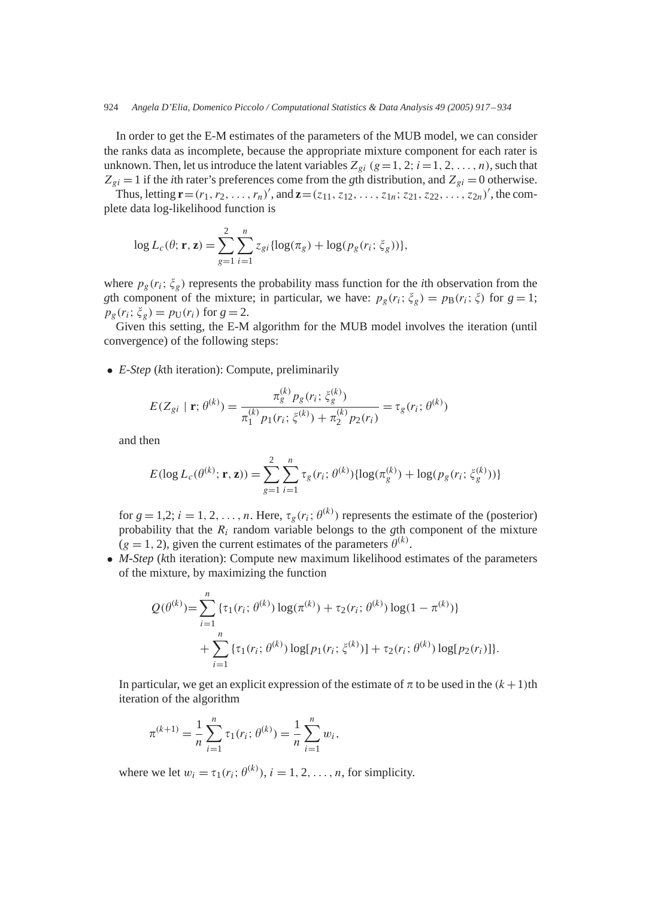In order to get the E-M estimates of the parameters of the MUB model, we can consider the ranks data as incomplete, because the appropriate mixture component for each rater is unknown. Then, let us introduce the latent variables $Z_{gi}$ ($g = 1, 2$; $i = 1, 2, \ldots, n$), such that $Z_{gi} = 1$ if the $i$th rater's preferences come from the $g$th distribution, and $Z_{gi} = 0$ otherwise.

Thus, letting $\mathbf{r} = (r_1, r_2, \ldots, r_n)'$, and $\mathbf{z} = (z_{11}, z_{12}, \ldots, z_{1n}; z_{21}, z_{22}, \ldots, z_{2n})'$, the complete data log-likelihood function is

$$\log L_c(\theta; \mathbf{r}, \mathbf{z}) = \sum_{g=1}^{2} \sum_{i=1}^{n} z_{gi} \{\log(\pi_g) + \log(p_g(r_i; \xi_g))\},$$

where $p_g(r_i; \xi_g)$ represents the probability mass function for the $i$th observation from the $g$th component of the mixture; in particular, we have: $p_g(r_i; \xi_g) = p_{\mathrm{B}}(r_i; \xi)$ for $g = 1$; $p_g(r_i; \xi_g) = p_{\mathrm{U}}(r_i)$ for $g = 2$.

Given this setting, the E-M algorithm for the MUB model involves the iteration (until convergence) of the following steps:

- *E-Step* ($k$th iteration): Compute, preliminarily

$$E(Z_{gi} \mid \mathbf{r}; \theta^{(k)}) = \frac{\pi_g^{(k)} p_g(r_i; \xi_g^{(k)})}{\pi_1^{(k)} p_1(r_i; \xi^{(k)}) + \pi_2^{(k)} p_2(r_i)} = \tau_g(r_i; \theta^{(k)})$$

  and then

$$E(\log L_c(\theta^{(k)}; \mathbf{r}, \mathbf{z})) = \sum_{g=1}^{2} \sum_{i=1}^{n} \tau_g(r_i; \theta^{(k)}) \{\log(\pi_g^{(k)}) + \log(p_g(r_i; \xi_g^{(k)}))\}$$

  for $g = 1,2$; $i = 1, 2, \ldots, n$. Here, $\tau_g(r_i; \theta^{(k)})$ represents the estimate of the (posterior) probability that the $R_i$ random variable belongs to the $g$th component of the mixture ($g = 1, 2$), given the current estimates of the parameters $\theta^{(k)}$.

- *M-Step* ($k$th iteration): Compute new maximum likelihood estimates of the parameters of the mixture, by maximizing the function

$$\begin{aligned} Q(\theta^{(k)}) = &\sum_{i=1}^{n} \{\tau_1(r_i; \theta^{(k)}) \log(\pi^{(k)}) + \tau_2(r_i; \theta^{(k)}) \log(1 - \pi^{(k)})\} \\ &+ \sum_{i=1}^{n} \{\tau_1(r_i; \theta^{(k)}) \log[p_1(r_i; \xi^{(k)})] + \tau_2(r_i; \theta^{(k)}) \log[p_2(r_i)]\}. \end{aligned}$$

  In particular, we get an explicit expression of the estimate of $\pi$ to be used in the $(k+1)$th iteration of the algorithm

$$\pi^{(k+1)} = \frac{1}{n} \sum_{i=1}^{n} \tau_1(r_i; \theta^{(k)}) = \frac{1}{n} \sum_{i=1}^{n} w_i,$$

  where we let $w_i = \tau_1(r_i; \theta^{(k)})$, $i = 1, 2, \ldots, n$, for simplicity.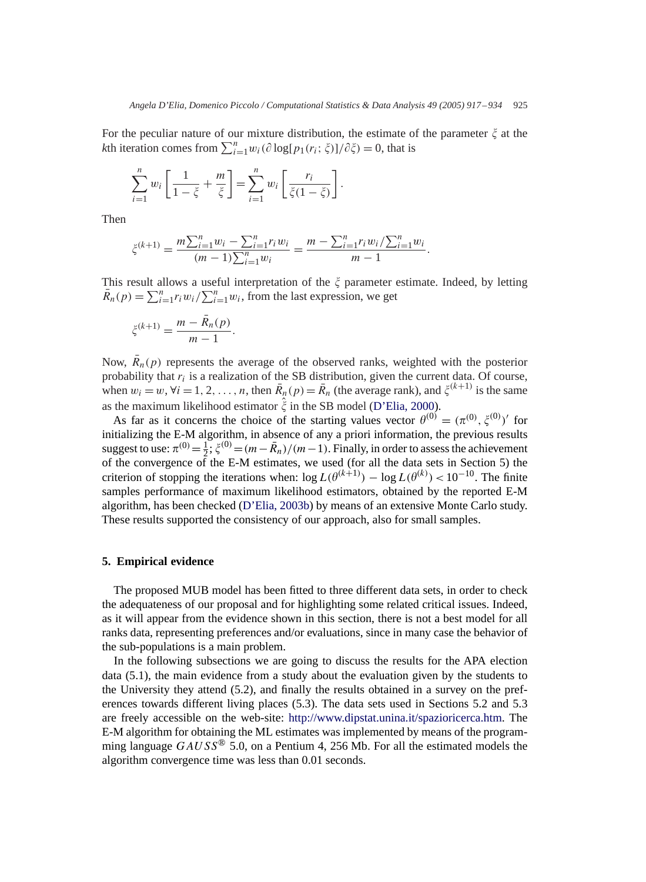For the peculiar nature of our mixture distribution, the estimate of the parameter $\xi$ at the $k$th iteration comes from $\sum_{i=1}^{n} w_i (\partial \log[p_1(r_i;\, \xi)]/\partial \xi) = 0$, that is

$$\sum_{i=1}^{n} w_i \left[ \frac{1}{1-\xi} + \frac{m}{\xi} \right] = \sum_{i=1}^{n} w_i \left[ \frac{r_i}{\xi(1-\xi)} \right].$$

Then

$$\xi^{(k+1)} = \frac{m \sum_{i=1}^{n} w_i - \sum_{i=1}^{n} r_i w_i}{(m-1)\sum_{i=1}^{n} w_i} = \frac{m - \sum_{i=1}^{n} r_i w_i / \sum_{i=1}^{n} w_i}{m-1}.$$

This result allows a useful interpretation of the $\xi$ parameter estimate. Indeed, by letting $\bar{R}_n(p) = \sum_{i=1}^{n} r_i w_i / \sum_{i=1}^{n} w_i$, from the last expression, we get

$$\xi^{(k+1)} = \frac{m - \bar{R}_n(p)}{m-1}.$$

Now, $\bar{R}_n(p)$ represents the average of the observed ranks, weighted with the posterior probability that $r_i$ is a realization of the SB distribution, given the current data. Of course, when $w_i = w, \forall i = 1, 2, \ldots, n$, then $\bar{R}_n(p) = \bar{R}_n$ (the average rank), and $\xi^{(k+1)}$ is the same as the maximum likelihood estimator $\hat{\xi}$ in the SB model (D'Elia, 2000).

As far as it concerns the choice of the starting values vector $\theta^{(0)} = (\pi^{(0)}, \xi^{(0)})'$ for initializing the E-M algorithm, in absence of any a priori information, the previous results suggest to use: $\pi^{(0)} = \frac{1}{2}$; $\xi^{(0)} = (m - \bar{R}_n)/(m-1)$. Finally, in order to assess the achievement of the convergence of the E-M estimates, we used (for all the data sets in Section 5) the criterion of stopping the iterations when: $\log L(\theta^{(k+1)}) - \log L(\theta^{(k)}) < 10^{-10}$. The finite samples performance of maximum likelihood estimators, obtained by the reported E-M algorithm, has been checked (D'Elia, 2003b) by means of an extensive Monte Carlo study. These results supported the consistency of our approach, also for small samples.

## 5. Empirical evidence

The proposed MUB model has been fitted to three different data sets, in order to check the adequateness of our proposal and for highlighting some related critical issues. Indeed, as it will appear from the evidence shown in this section, there is not a best model for all ranks data, representing preferences and/or evaluations, since in many case the behavior of the sub-populations is a main problem.

In the following subsections we are going to discuss the results for the APA election data (5.1), the main evidence from a study about the evaluation given by the students to the University they attend (5.2), and finally the results obtained in a survey on the preferences towards different living places (5.3). The data sets used in Sections 5.2 and 5.3 are freely accessible on the web-site: http://www.dipstat.unina.it/spazioricerca.htm. The E-M algorithm for obtaining the ML estimates was implemented by means of the programming language $GAUSS^{®}$ 5.0, on a Pentium 4, 256 Mb. For all the estimated models the algorithm convergence time was less than 0.01 seconds.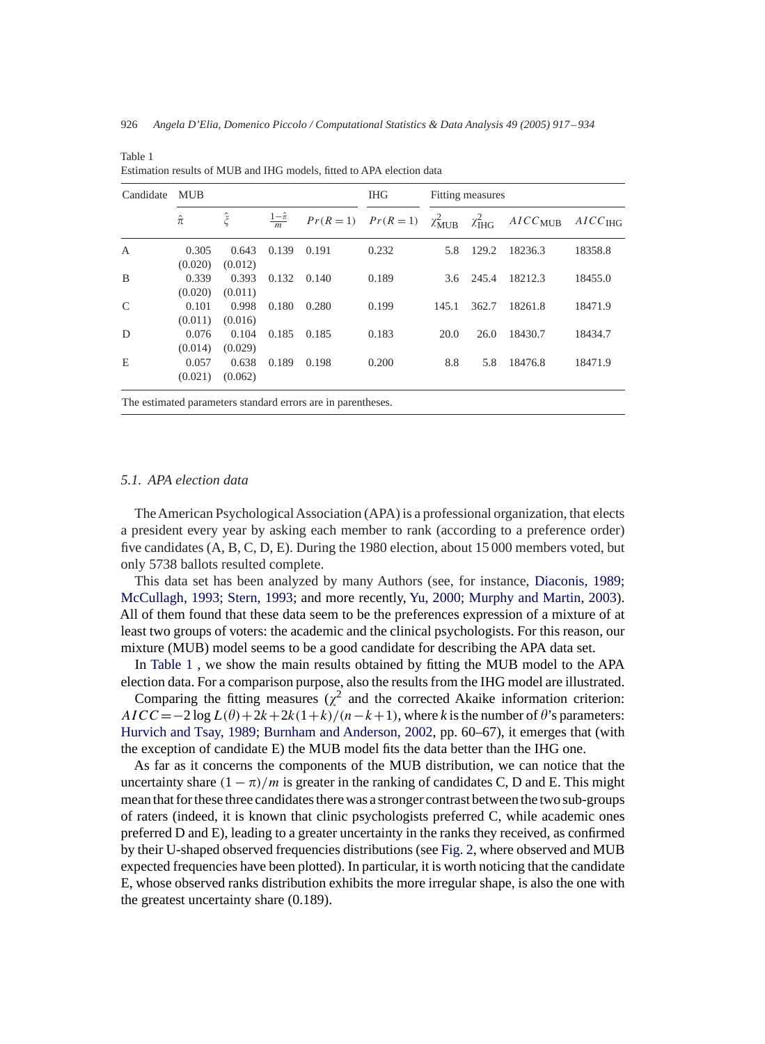Table 1
Estimation results of MUB and IHG models, fitted to APA election data

| Candidate | MUB | | | | IHG | Fitting measures | | | |
|---|---|---|---|---|---|---|---|---|---|
| | $\hat{\pi}$ | $\hat{\xi}$ | $\frac{1-\hat{\pi}}{m}$ | $Pr(R=1)$ | $Pr(R=1)$ | $\chi^2_{\text{MUB}}$ | $\chi^2_{\text{IHG}}$ | $AICC_{\text{MUB}}$ | $AICC_{\text{IHG}}$ |
| A | 0.305 (0.020) | 0.643 (0.012) | 0.139 | 0.191 | 0.232 | 5.8 | 129.2 | 18236.3 | 18358.8 |
| B | 0.339 (0.020) | 0.393 (0.011) | 0.132 | 0.140 | 0.189 | 3.6 | 245.4 | 18212.3 | 18455.0 |
| C | 0.101 (0.011) | 0.998 (0.016) | 0.180 | 0.280 | 0.199 | 145.1 | 362.7 | 18261.8 | 18471.9 |
| D | 0.076 (0.014) | 0.104 (0.029) | 0.185 | 0.185 | 0.183 | 20.0 | 26.0 | 18430.7 | 18434.7 |
| E | 0.057 (0.021) | 0.638 (0.062) | 0.189 | 0.198 | 0.200 | 8.8 | 5.8 | 18476.8 | 18471.9 |

The estimated parameters standard errors are in parentheses.

### 5.1. APA election data

The American Psychological Association (APA) is a professional organization, that elects a president every year by asking each member to rank (according to a preference order) five candidates (A, B, C, D, E). During the 1980 election, about 15 000 members voted, but only 5738 ballots resulted complete.

This data set has been analyzed by many Authors (see, for instance, Diaconis, 1989; McCullagh, 1993; Stern, 1993; and more recently, Yu, 2000; Murphy and Martin, 2003). All of them found that these data seem to be the preferences expression of a mixture of at least two groups of voters: the academic and the clinical psychologists. For this reason, our mixture (MUB) model seems to be a good candidate for describing the APA data set.

In Table 1 , we show the main results obtained by fitting the MUB model to the APA election data. For a comparison purpose, also the results from the IHG model are illustrated.

Comparing the fitting measures ($\chi^2$ and the corrected Akaike information criterion: $AICC = -2\log L(\theta) + 2k + 2k(1+k)/(n-k+1)$, where $k$ is the number of $\theta$'s parameters: Hurvich and Tsay, 1989; Burnham and Anderson, 2002, pp. 60–67), it emerges that (with the exception of candidate E) the MUB model fits the data better than the IHG one.

As far as it concerns the components of the MUB distribution, we can notice that the uncertainty share $(1-\pi)/m$ is greater in the ranking of candidates C, D and E. This might mean that for these three candidates there was a stronger contrast between the two sub-groups of raters (indeed, it is known that clinic psychologists preferred C, while academic ones preferred D and E), leading to a greater uncertainty in the ranks they received, as confirmed by their U-shaped observed frequencies distributions (see Fig. 2, where observed and MUB expected frequencies have been plotted). In particular, it is worth noticing that the candidate E, whose observed ranks distribution exhibits the more irregular shape, is also the one with the greatest uncertainty share (0.189).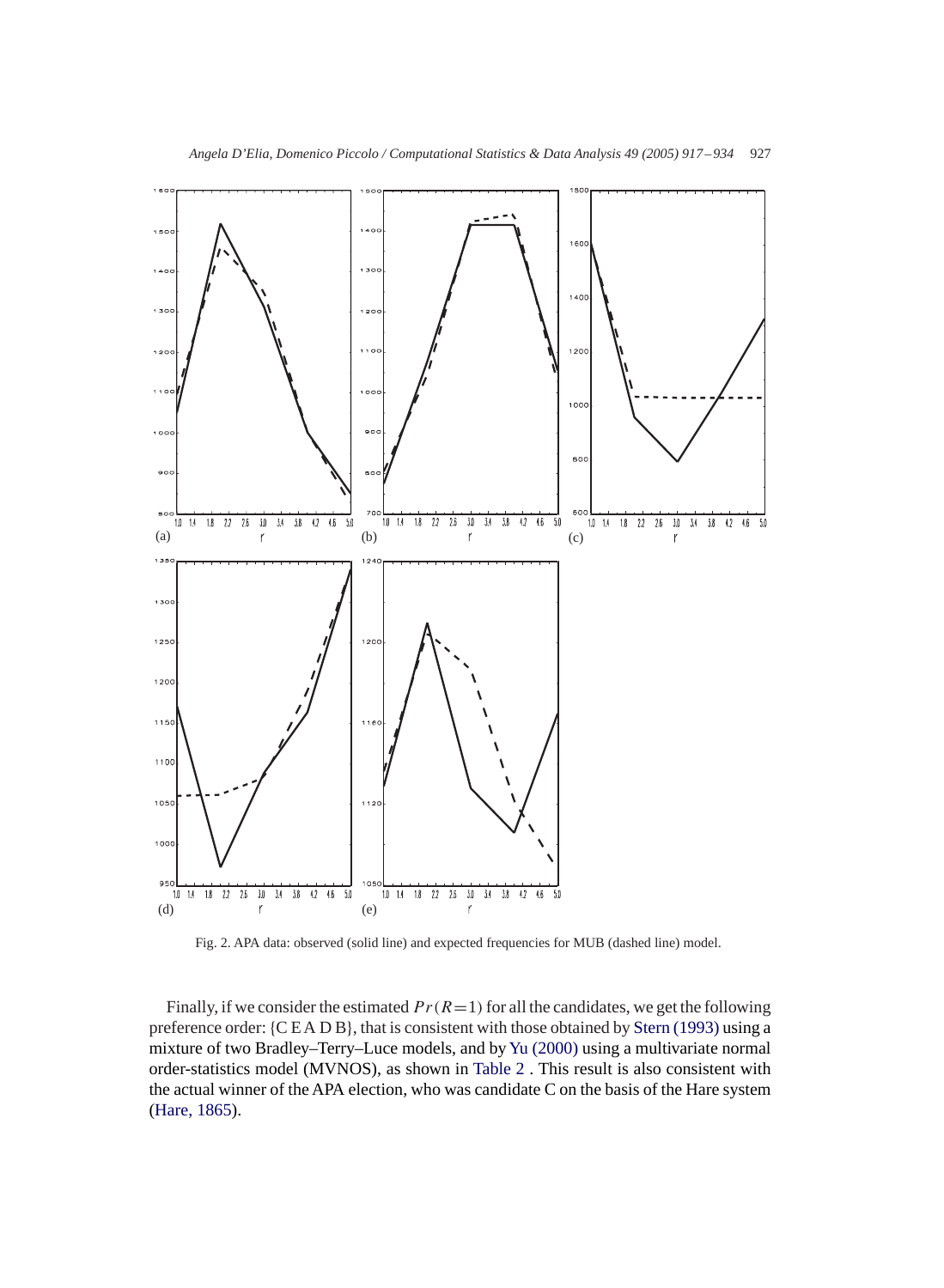Fig. 2. APA data: observed (solid line) and expected frequencies for MUB (dashed line) model.

Finally, if we consider the estimated $Pr(R=1)$ for all the candidates, we get the following preference order: {C E A D B}, that is consistent with those obtained by Stern (1993) using a mixture of two Bradley–Terry–Luce models, and by Yu (2000) using a multivariate normal order-statistics model (MVNOS), as shown in Table 2 . This result is also consistent with the actual winner of the APA election, who was candidate C on the basis of the Hare system (Hare, 1865).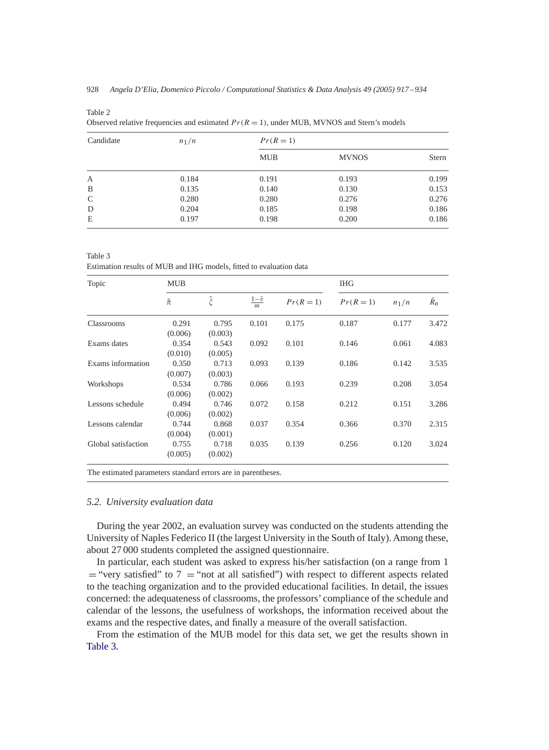Table 2  
Observed relative frequencies and estimated $Pr(R = 1)$, under MUB, MVNOS and Stern's models

| Candidate | $n_1/n$ | $Pr(R=1)$ | | |
|---|---|---|---|---|
| | | MUB | MVNOS | Stern |
| A | 0.184 | 0.191 | 0.193 | 0.199 |
| B | 0.135 | 0.140 | 0.130 | 0.153 |
| C | 0.280 | 0.280 | 0.276 | 0.276 |
| D | 0.204 | 0.185 | 0.198 | 0.186 |
| E | 0.197 | 0.198 | 0.200 | 0.186 |

Table 3  
Estimation results of MUB and IHG models, fitted to evaluation data

| Topic | MUB | | | | IHG | | |
|---|---|---|---|---|---|---|---|
| | $\hat{\pi}$ | $\hat{\xi}$ | $\frac{1-\hat{\pi}}{m}$ | $Pr(R=1)$ | $Pr(R=1)$ | $n_1/n$ | $\bar{R}_n$ |
| Classrooms | 0.291 (0.006) | 0.795 (0.003) | 0.101 | 0.175 | 0.187 | 0.177 | 3.472 |
| Exams dates | 0.354 (0.010) | 0.543 (0.005) | 0.092 | 0.101 | 0.146 | 0.061 | 4.083 |
| Exams information | 0.350 (0.007) | 0.713 (0.003) | 0.093 | 0.139 | 0.186 | 0.142 | 3.535 |
| Workshops | 0.534 (0.006) | 0.786 (0.002) | 0.066 | 0.193 | 0.239 | 0.208 | 3.054 |
| Lessons schedule | 0.494 (0.006) | 0.746 (0.002) | 0.072 | 0.158 | 0.212 | 0.151 | 3.286 |
| Lessons calendar | 0.744 (0.004) | 0.868 (0.001) | 0.037 | 0.354 | 0.366 | 0.370 | 2.315 |
| Global satisfaction | 0.755 (0.005) | 0.718 (0.002) | 0.035 | 0.139 | 0.256 | 0.120 | 3.024 |

The estimated parameters standard errors are in parentheses.

### *5.2. University evaluation data*

During the year 2002, an evaluation survey was conducted on the students attending the University of Naples Federico II (the largest University in the South of Italy). Among these, about 27 000 students completed the assigned questionnaire.

In particular, each student was asked to express his/her satisfaction (on a range from 1 = "very satisfied" to 7 = "not at all satisfied") with respect to different aspects related to the teaching organization and to the provided educational facilities. In detail, the issues concerned: the adequateness of classrooms, the professors' compliance of the schedule and calendar of the lessons, the usefulness of workshops, the information received about the exams and the respective dates, and finally a measure of the overall satisfaction.

From the estimation of the MUB model for this data set, we get the results shown in Table 3.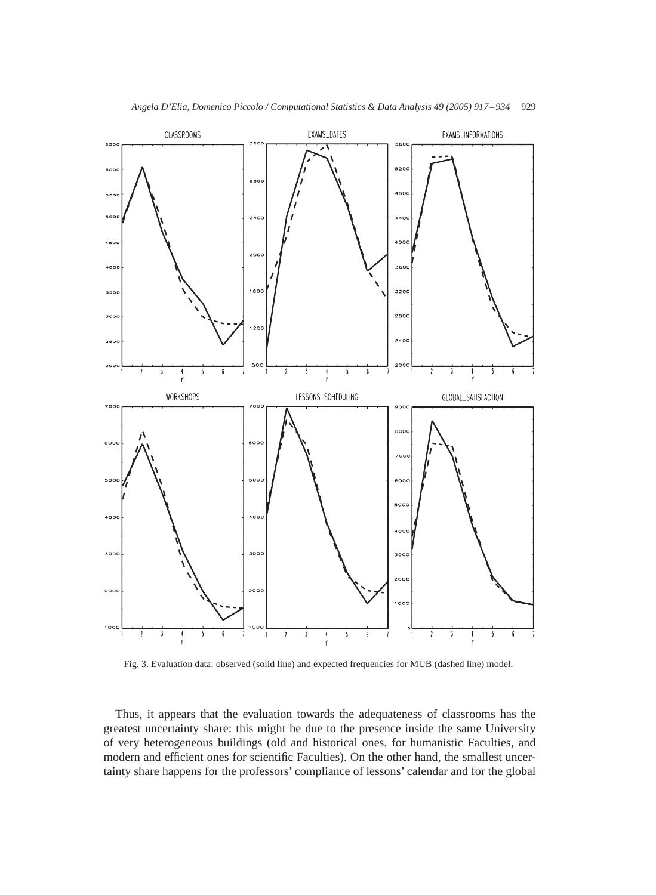Fig. 3. Evaluation data: observed (solid line) and expected frequencies for MUB (dashed line) model.

Thus, it appears that the evaluation towards the adequateness of classrooms has the greatest uncertainty share: this might be due to the presence inside the same University of very heterogeneous buildings (old and historical ones, for humanistic Faculties, and modern and efficient ones for scientific Faculties). On the other hand, the smallest uncertainty share happens for the professors' compliance of lessons' calendar and for the global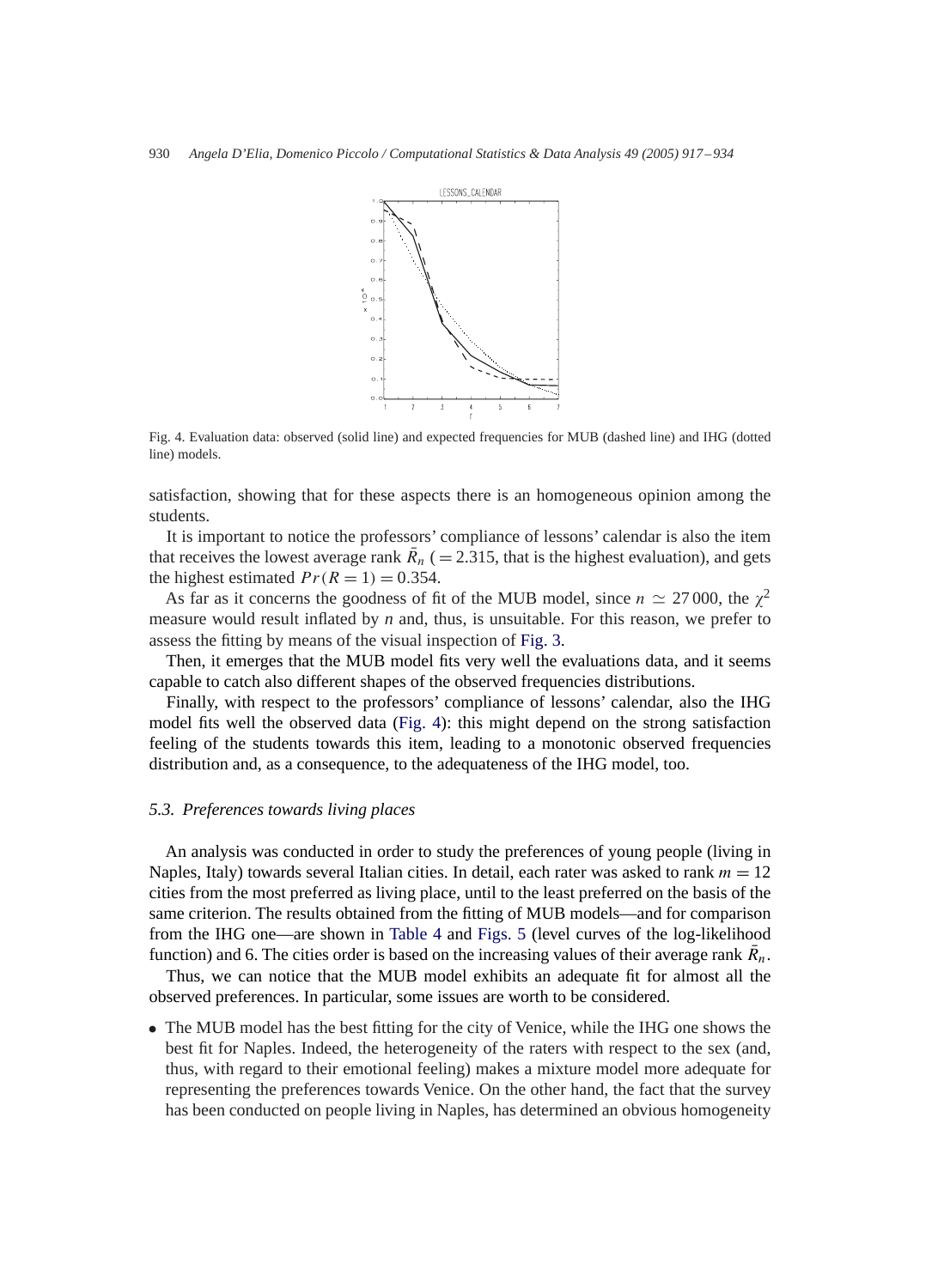Fig. 4. Evaluation data: observed (solid line) and expected frequencies for MUB (dashed line) and IHG (dotted line) models.

satisfaction, showing that for these aspects there is an homogeneous opinion among the students.

It is important to notice the professors' compliance of lessons' calendar is also the item that receives the lowest average rank $\bar{R}_n$ ($= 2.315$, that is the highest evaluation), and gets the highest estimated $Pr(R = 1) = 0.354$.

As far as it concerns the goodness of fit of the MUB model, since $n \simeq 27\,000$, the $\chi^2$ measure would result inflated by $n$ and, thus, is unsuitable. For this reason, we prefer to assess the fitting by means of the visual inspection of Fig. 3.

Then, it emerges that the MUB model fits very well the evaluations data, and it seems capable to catch also different shapes of the observed frequencies distributions.

Finally, with respect to the professors' compliance of lessons' calendar, also the IHG model fits well the observed data (Fig. 4): this might depend on the strong satisfaction feeling of the students towards this item, leading to a monotonic observed frequencies distribution and, as a consequence, to the adequateness of the IHG model, too.

### *5.3. Preferences towards living places*

An analysis was conducted in order to study the preferences of young people (living in Naples, Italy) towards several Italian cities. In detail, each rater was asked to rank $m = 12$ cities from the most preferred as living place, until to the least preferred on the basis of the same criterion. The results obtained from the fitting of MUB models—and for comparison from the IHG one—are shown in Table 4 and Figs. 5 (level curves of the log-likelihood function) and 6. The cities order is based on the increasing values of their average rank $\bar{R}_n$.

Thus, we can notice that the MUB model exhibits an adequate fit for almost all the observed preferences. In particular, some issues are worth to be considered.

- The MUB model has the best fitting for the city of Venice, while the IHG one shows the best fit for Naples. Indeed, the heterogeneity of the raters with respect to the sex (and, thus, with regard to their emotional feeling) makes a mixture model more adequate for representing the preferences towards Venice. On the other hand, the fact that the survey has been conducted on people living in Naples, has determined an obvious homogeneity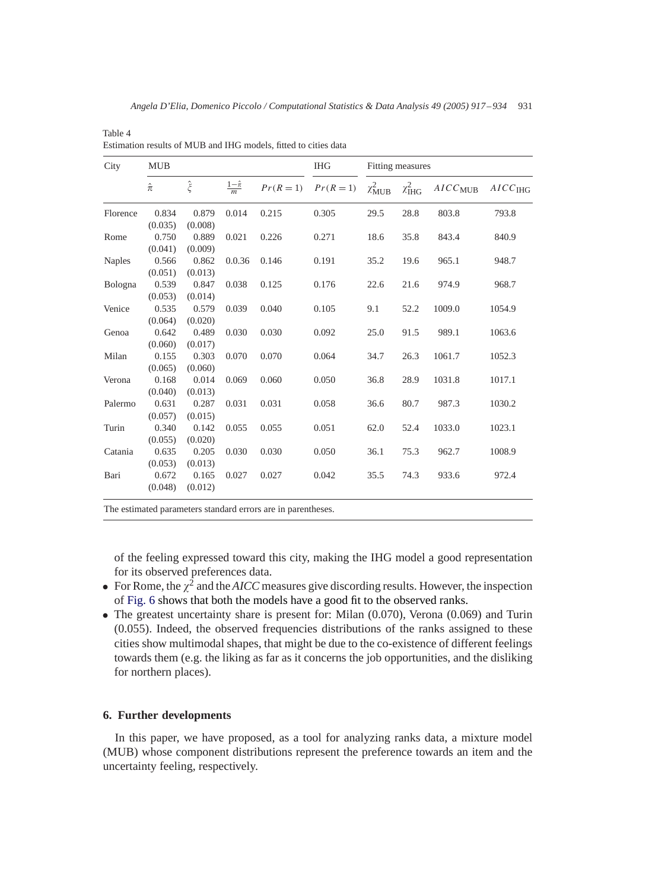Table 4
Estimation results of MUB and IHG models, fitted to cities data

| City | MUB | | | | IHG | Fitting measures | | | |
|---|---|---|---|---|---|---|---|---|---|
| | $\hat{\pi}$ | $\hat{\xi}$ | $\frac{1-\hat{\pi}}{m}$ | $Pr(R=1)$ | $Pr(R=1)$ | $\chi^2_{\text{MUB}}$ | $\chi^2_{\text{IHG}}$ | $AICC_{\text{MUB}}$ | $AICC_{\text{IHG}}$ |
| Florence | 0.834 (0.035) | 0.879 (0.008) | 0.014 | 0.215 | 0.305 | 29.5 | 28.8 | 803.8 | 793.8 |
| Rome | 0.750 (0.041) | 0.889 (0.009) | 0.021 | 0.226 | 0.271 | 18.6 | 35.8 | 843.4 | 840.9 |
| Naples | 0.566 (0.051) | 0.862 (0.013) | 0.0.36 | 0.146 | 0.191 | 35.2 | 19.6 | 965.1 | 948.7 |
| Bologna | 0.539 (0.053) | 0.847 (0.014) | 0.038 | 0.125 | 0.176 | 22.6 | 21.6 | 974.9 | 968.7 |
| Venice | 0.535 (0.064) | 0.579 (0.020) | 0.039 | 0.040 | 0.105 | 9.1 | 52.2 | 1009.0 | 1054.9 |
| Genoa | 0.642 (0.060) | 0.489 (0.017) | 0.030 | 0.030 | 0.092 | 25.0 | 91.5 | 989.1 | 1063.6 |
| Milan | 0.155 (0.065) | 0.303 (0.060) | 0.070 | 0.070 | 0.064 | 34.7 | 26.3 | 1061.7 | 1052.3 |
| Verona | 0.168 (0.040) | 0.014 (0.013) | 0.069 | 0.060 | 0.050 | 36.8 | 28.9 | 1031.8 | 1017.1 |
| Palermo | 0.631 (0.057) | 0.287 (0.015) | 0.031 | 0.031 | 0.058 | 36.6 | 80.7 | 987.3 | 1030.2 |
| Turin | 0.340 (0.055) | 0.142 (0.020) | 0.055 | 0.055 | 0.051 | 62.0 | 52.4 | 1033.0 | 1023.1 |
| Catania | 0.635 (0.053) | 0.205 (0.013) | 0.030 | 0.030 | 0.050 | 36.1 | 75.3 | 962.7 | 1008.9 |
| Bari | 0.672 (0.048) | 0.165 (0.012) | 0.027 | 0.027 | 0.042 | 35.5 | 74.3 | 933.6 | 972.4 |

The estimated parameters standard errors are in parentheses.

of the feeling expressed toward this city, making the IHG model a good representation for its observed preferences data.

- For Rome, the $\chi^2$ and the *AICC* measures give discording results. However, the inspection of Fig. 6 shows that both the models have a good fit to the observed ranks.
- The greatest uncertainty share is present for: Milan (0.070), Verona (0.069) and Turin (0.055). Indeed, the observed frequencies distributions of the ranks assigned to these cities show multimodal shapes, that might be due to the co-existence of different feelings towards them (e.g. the liking as far as it concerns the job opportunities, and the disliking for northern places).

## 6. Further developments

In this paper, we have proposed, as a tool for analyzing ranks data, a mixture model (MUB) whose component distributions represent the preference towards an item and the uncertainty feeling, respectively.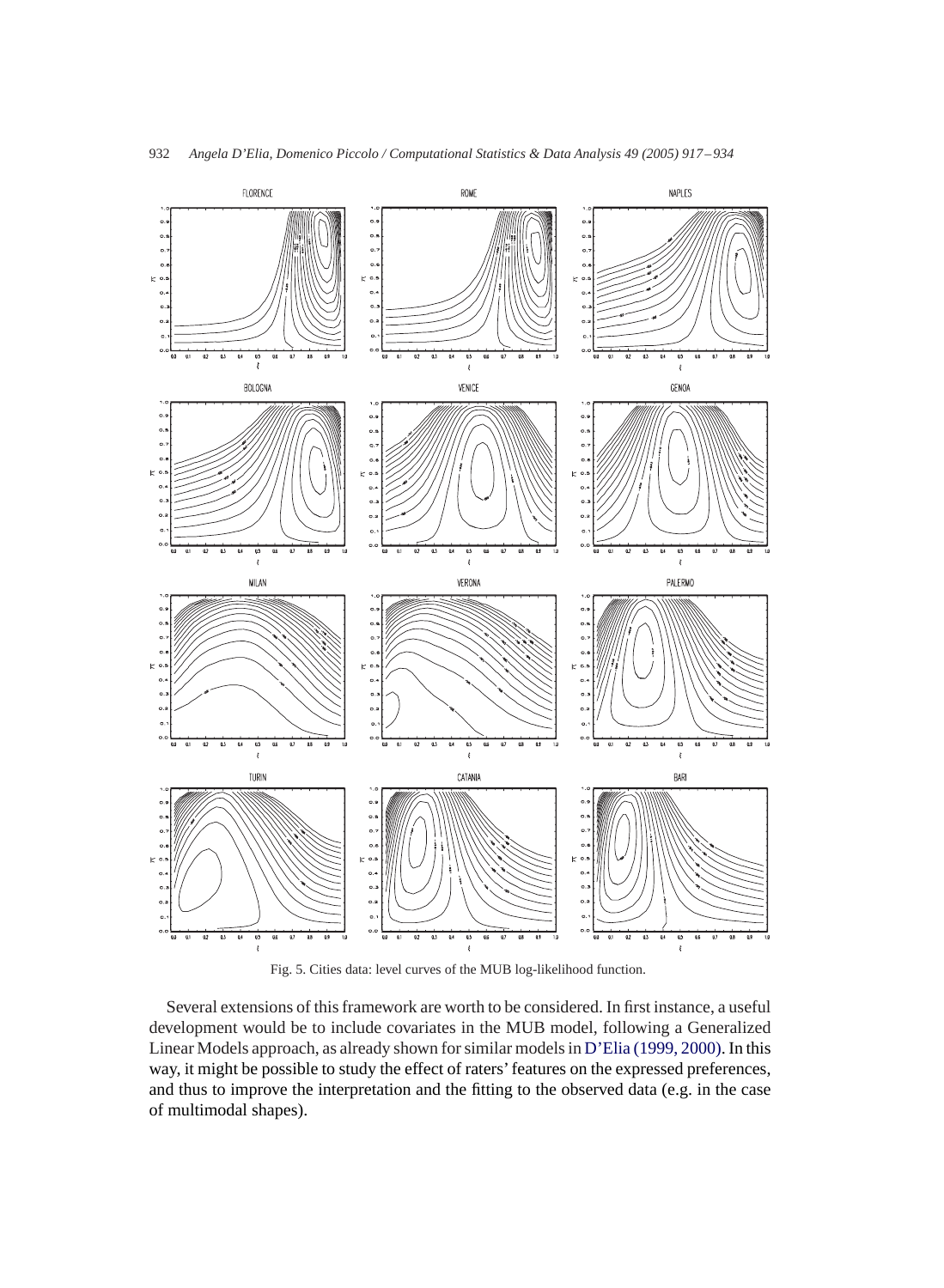Fig. 5. Cities data: level curves of the MUB log-likelihood function.

Several extensions of this framework are worth to be considered. In first instance, a useful development would be to include covariates in the MUB model, following a Generalized Linear Models approach, as already shown for similar models in D'Elia (1999, 2000). In this way, it might be possible to study the effect of raters' features on the expressed preferences, and thus to improve the interpretation and the fitting to the observed data (e.g. in the case of multimodal shapes).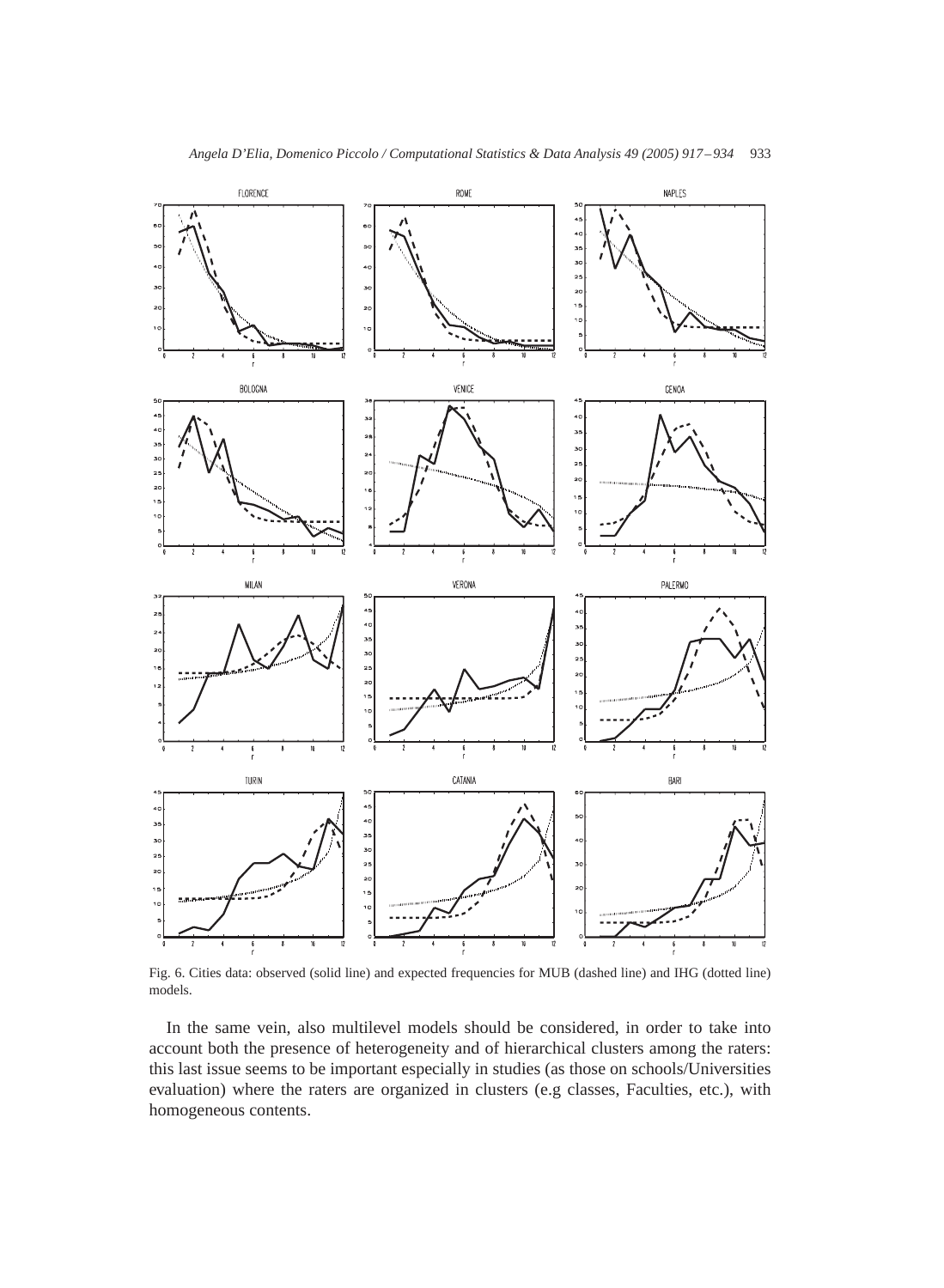Fig. 6. Cities data: observed (solid line) and expected frequencies for MUB (dashed line) and IHG (dotted line) models.

In the same vein, also multilevel models should be considered, in order to take into account both the presence of heterogeneity and of hierarchical clusters among the raters: this last issue seems to be important especially in studies (as those on schools/Universities evaluation) where the raters are organized in clusters (e.g classes, Faculties, etc.), with homogeneous contents.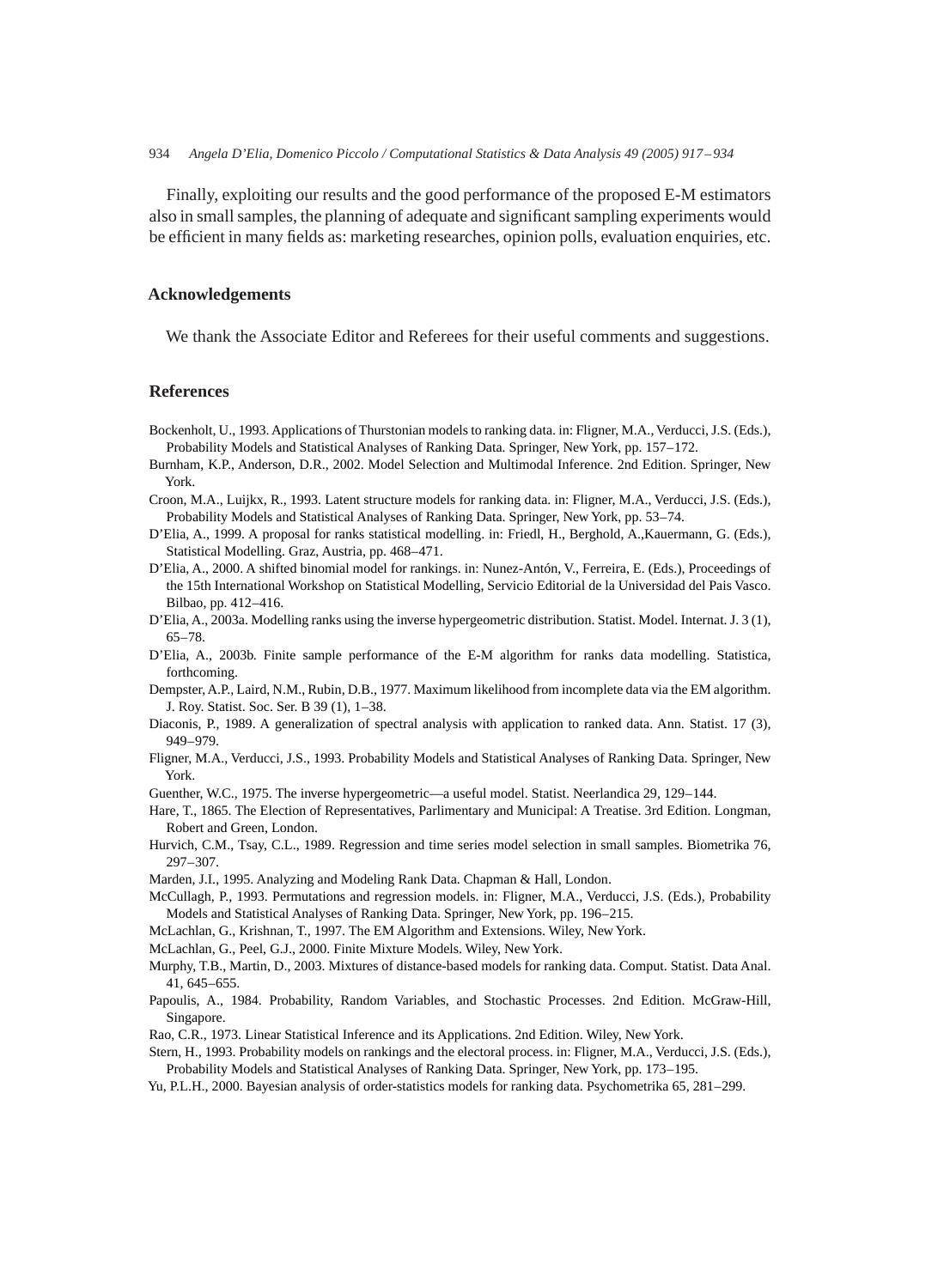Finally, exploiting our results and the good performance of the proposed E-M estimators also in small samples, the planning of adequate and significant sampling experiments would be efficient in many fields as: marketing researches, opinion polls, evaluation enquiries, etc.

## Acknowledgements

We thank the Associate Editor and Referees for their useful comments and suggestions.

## References

Bockenholt, U., 1993. Applications of Thurstonian models to ranking data. in: Fligner, M.A., Verducci, J.S. (Eds.), Probability Models and Statistical Analyses of Ranking Data. Springer, New York, pp. 157–172.

Burnham, K.P., Anderson, D.R., 2002. Model Selection and Multimodal Inference. 2nd Edition. Springer, New York.

Croon, M.A., Luijkx, R., 1993. Latent structure models for ranking data. in: Fligner, M.A., Verducci, J.S. (Eds.), Probability Models and Statistical Analyses of Ranking Data. Springer, New York, pp. 53–74.

D'Elia, A., 1999. A proposal for ranks statistical modelling. in: Friedl, H., Berghold, A.,Kauermann, G. (Eds.), Statistical Modelling. Graz, Austria, pp. 468–471.

D'Elia, A., 2000. A shifted binomial model for rankings. in: Nunez-Antón, V., Ferreira, E. (Eds.), Proceedings of the 15th International Workshop on Statistical Modelling, Servicio Editorial de la Universidad del Pais Vasco. Bilbao, pp. 412–416.

D'Elia, A., 2003a. Modelling ranks using the inverse hypergeometric distribution. Statist. Model. Internat. J. 3 (1), 65–78.

D'Elia, A., 2003b. Finite sample performance of the E-M algorithm for ranks data modelling. Statistica, forthcoming.

Dempster, A.P., Laird, N.M., Rubin, D.B., 1977. Maximum likelihood from incomplete data via the EM algorithm. J. Roy. Statist. Soc. Ser. B 39 (1), 1–38.

Diaconis, P., 1989. A generalization of spectral analysis with application to ranked data. Ann. Statist. 17 (3), 949–979.

Fligner, M.A., Verducci, J.S., 1993. Probability Models and Statistical Analyses of Ranking Data. Springer, New York.

Guenther, W.C., 1975. The inverse hypergeometric—a useful model. Statist. Neerlandica 29, 129–144.

Hare, T., 1865. The Election of Representatives, Parlimentary and Municipal: A Treatise. 3rd Edition. Longman, Robert and Green, London.

Hurvich, C.M., Tsay, C.L., 1989. Regression and time series model selection in small samples. Biometrika 76, 297–307.

Marden, J.I., 1995. Analyzing and Modeling Rank Data. Chapman & Hall, London.

McCullagh, P., 1993. Permutations and regression models. in: Fligner, M.A., Verducci, J.S. (Eds.), Probability Models and Statistical Analyses of Ranking Data. Springer, New York, pp. 196–215.

McLachlan, G., Krishnan, T., 1997. The EM Algorithm and Extensions. Wiley, New York.

McLachlan, G., Peel, G.J., 2000. Finite Mixture Models. Wiley, New York.

Murphy, T.B., Martin, D., 2003. Mixtures of distance-based models for ranking data. Comput. Statist. Data Anal. 41, 645–655.

Papoulis, A., 1984. Probability, Random Variables, and Stochastic Processes. 2nd Edition. McGraw-Hill, Singapore.

Rao, C.R., 1973. Linear Statistical Inference and its Applications. 2nd Edition. Wiley, New York.

Stern, H., 1993. Probability models on rankings and the electoral process. in: Fligner, M.A., Verducci, J.S. (Eds.), Probability Models and Statistical Analyses of Ranking Data. Springer, New York, pp. 173–195.

Yu, P.L.H., 2000. Bayesian analysis of order-statistics models for ranking data. Psychometrika 65, 281–299.